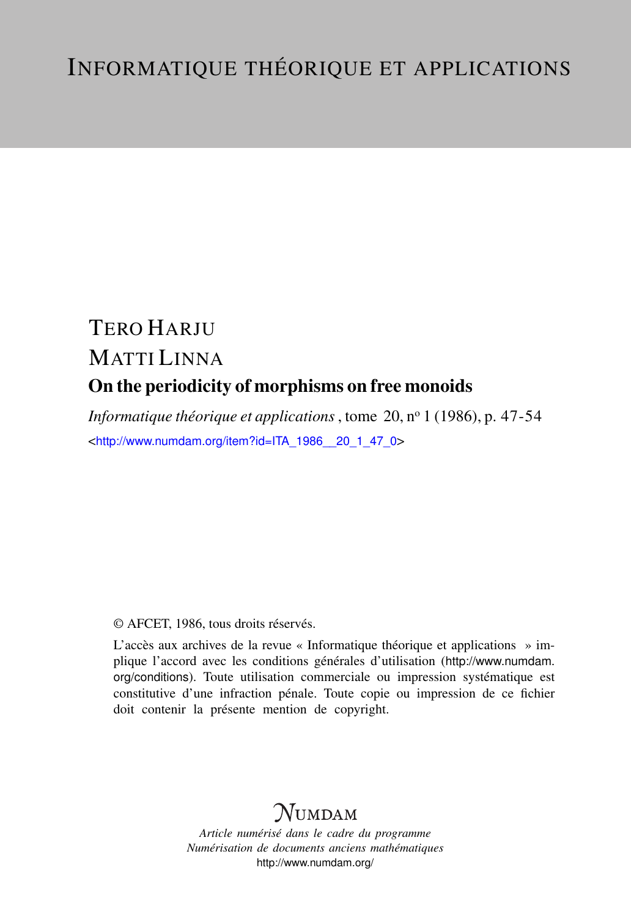# Informatique théorique et applications

TERO HARJU

MATTI LINNA

## On the periodicity of morphisms on free monoids

*Informatique théorique et applications*, tome 20, nº 1 (1986), p. 47-54

<http://www.numdam.org/item?id=ITA_1986__20_1_47_0>

© AFCET, 1986, tous droits réservés.

L'accès aux archives de la revue « Informatique théorique et applications » implique l'accord avec les conditions générales d'utilisation (http://www.numdam.org/conditions). Toute utilisation commerciale ou impression systématique est constitutive d'une infraction pénale. Toute copie ou impression de ce fichier doit contenir la présente mention de copyright.

NUMDAM

*Article numérisé dans le cadre du programme*
*Numérisation de documents anciens mathématiques*
http://www.numdam.org/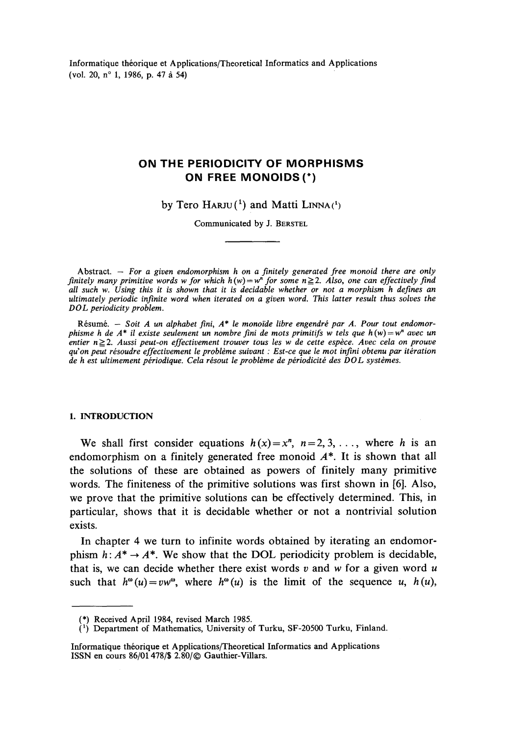Informatique théorique et Applications/Theoretical Informatics and Applications (vol. 20, n° 1, 1986, p. 47 à 54)

# ON THE PERIODICITY OF MORPHISMS ON FREE MONOIDS (*)

by Tero Harju ([1]) and Matti Linna ([1])

Communicated by J. Berstel

Abstract. — *For a given endomorphism $h$ on a finitely generated free monoid there are only finitely many primitive words $w$ for which $h(w) = w^n$ for some $n \geq 2$. Also, one can effectively find all such $w$. Using this it is shown that it is decidable whether or not a morphism $h$ defines an ultimately periodic infinite word when iterated on a given word. This latter result thus solves the DOL periodicity problem.*

Résumé. — *Soit $A$ un alphabet fini, $A^*$ le monoïde libre engendré par $A$. Pour tout endomorphisme $h$ de $A^*$ il existe seulement un nombre fini de mots primitifs $w$ tels que $h(w) = w^n$ avec un entier $n \geq 2$. Aussi peut-on effectivement trouver tous les $w$ de cette espèce. Avec cela on prouve qu'on peut résoudre effectivement le problème suivant : Est-ce que le mot infini obtenu par itération de $h$ est ultimement périodique. Cela résout le problème de périodicité des DOL systèmes.*

## 1. INTRODUCTION

We shall first consider equations $h(x) = x^n$, $n = 2, 3, \ldots$, where $h$ is an endomorphism on a finitely generated free monoid $A^*$. It is shown that all the solutions of these are obtained as powers of finitely many primitive words. The finiteness of the primitive solutions was first shown in [6]. Also, we prove that the primitive solutions can be effectively determined. This, in particular, shows that it is decidable whether or not a nontrivial solution exists.

In chapter 4 we turn to infinite words obtained by iterating an endomorphism $h: A^* \to A^*$. We show that the DOL periodicity problem is decidable, that is, we can decide whether there exist words $v$ and $w$ for a given word $u$ such that $h^\omega(u) = vw^\omega$, where $h^\omega(u)$ is the limit of the sequence $u$, $h(u)$,

---

(*) Received April 1984, revised March 1985.

([1]) Department of Mathematics, University of Turku, SF-20500 Turku, Finland.

Informatique théorique et Applications/Theoretical Informatics and Applications
ISSN en cours 86/01 478/$ 2.80/© Gauthier-Villars.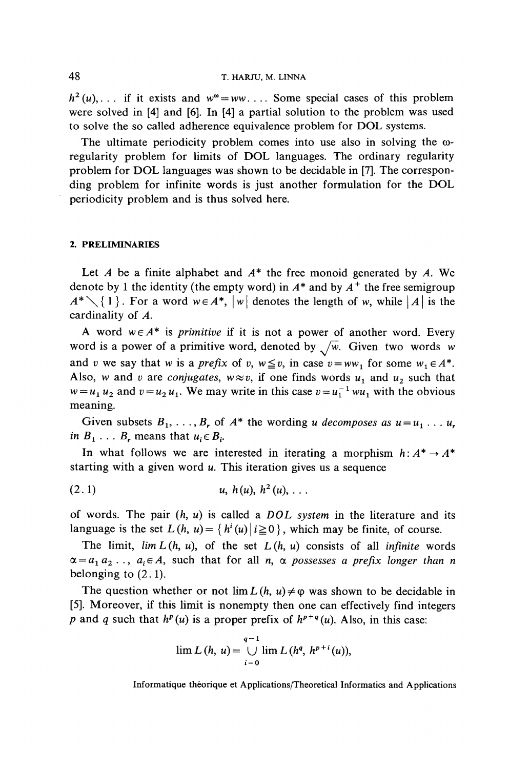$h^2(u), \ldots$ if it exists and $w^\omega = ww \ldots$. Some special cases of this problem were solved in [4] and [6]. In [4] a partial solution to the problem was used to solve the so called adherence equivalence problem for DOL systems.

The ultimate periodicity problem comes into use also in solving the $\omega$-regularity problem for limits of DOL languages. The ordinary regularity problem for DOL languages was shown to be decidable in [7]. The corresponding problem for infinite words is just another formulation for the DOL periodicity problem and is thus solved here.

## 2. PRELIMINARIES

Let $A$ be a finite alphabet and $A^*$ the free monoid generated by $A$. We denote by 1 the identity (the empty word) in $A^*$ and by $A^+$ the free semigroup $A^* \setminus \{1\}$. For a word $w \in A^*$, $|w|$ denotes the length of $w$, while $|A|$ is the cardinality of $A$.

A word $w \in A^*$ is *primitive* if it is not a power of another word. Every word is a power of a primitive word, denoted by $\sqrt{w}$. Given two words $w$ and $v$ we say that $w$ is a *prefix* of $v$, $w \leqq v$, in case $v = ww_1$ for some $w_1 \in A^*$. Also, $w$ and $v$ are *conjugates*, $w \approx v$, if one finds words $u_1$ and $u_2$ such that $w = u_1 u_2$ and $v = u_2 u_1$. We may write in this case $v = u_1^{-1} w u_1$ with the obvious meaning.

Given subsets $B_1, \ldots, B_r$ of $A^*$ the wording *$u$ decomposes as $u = u_1 \ldots u_r$ in $B_1 \ldots B_r$* means that $u_i \in B_i$.

In what follows we are interested in iterating a morphism $h: A^* \to A^*$ starting with a given word $u$. This iteration gives us a sequence

$$u, h(u), h^2(u), \ldots \tag{2.1}$$

of words. The pair $(h, u)$ is called a *DOL system* in the literature and its language is the set $L(h, u) = \{h^i(u) \mid i \geqq 0\}$, which may be finite, of course.

The limit, $\lim L(h, u)$, of the set $L(h, u)$ consists of all *infinite* words $\alpha = a_1 a_2 \ldots$, $a_i \in A$, such that for all $n$, $\alpha$ *possesses a prefix longer than $n$* belonging to (2.1).

The question whether or not $\lim L(h, u) \neq \varphi$ was shown to be decidable in [5]. Moreover, if this limit is nonempty then one can effectively find integers $p$ and $q$ such that $h^p(u)$ is a proper prefix of $h^{p+q}(u)$. Also, in this case:

$$\lim L(h, u) = \bigcup_{i=0}^{q-1} \lim L(h^q, h^{p+i}(u)),$$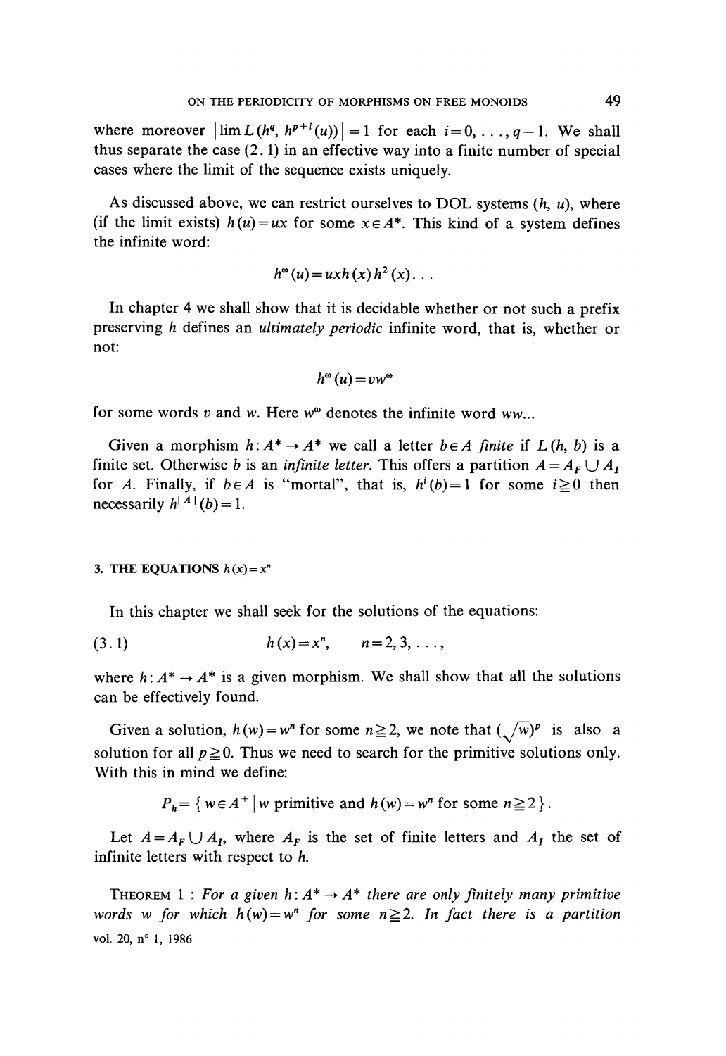where moreover $|\lim L(h^q, h^{p+i}(u))| = 1$ for each $i = 0, \ldots, q-1$. We shall thus separate the case (2.1) in an effective way into a finite number of special cases where the limit of the sequence exists uniquely.

As discussed above, we can restrict ourselves to DOL systems $(h, u)$, where (if the limit exists) $h(u) = ux$ for some $x \in A^*$. This kind of a system defines the infinite word:

$$h^\omega(u) = uxh(x)h^2(x)\ldots$$

In chapter 4 we shall show that it is decidable whether or not such a prefix preserving $h$ defines an *ultimately periodic* infinite word, that is, whether or not:

$$h^\omega(u) = vw^\omega$$

for some words $v$ and $w$. Here $w^\omega$ denotes the infinite word $ww$...

Given a morphism $h: A^* \to A^*$ we call a letter $b \in A$ *finite* if $L(h, b)$ is a finite set. Otherwise $b$ is an *infinite letter*. This offers a partition $A = A_F \cup A_I$ for $A$. Finally, if $b \in A$ is "mortal", that is, $h^i(b) = 1$ for some $i \geq 0$ then necessarily $h^{|A|}(b) = 1$.

## 3. THE EQUATIONS $h(x) = x^n$

In this chapter we shall seek for the solutions of the equations:

$$(3.1) \qquad h(x) = x^n, \qquad n = 2, 3, \ldots,$$

where $h: A^* \to A^*$ is a given morphism. We shall show that all the solutions can be effectively found.

Given a solution, $h(w) = w^n$ for some $n \geq 2$, we note that $(\sqrt{w})^p$ is also a solution for all $p \geq 0$. Thus we need to search for the primitive solutions only. With this in mind we define:

$$P_h = \{ w \in A^+ \mid w \text{ primitive and } h(w) = w^n \text{ for some } n \geq 2 \}.$$

Let $A = A_F \cup A_I$, where $A_F$ is the set of finite letters and $A_I$ the set of infinite letters with respect to $h$.

THEOREM 1 : *For a given $h: A^* \to A^*$ there are only finitely many primitive words $w$ for which $h(w) = w^n$ for some $n \geq 2$. In fact there is a partition*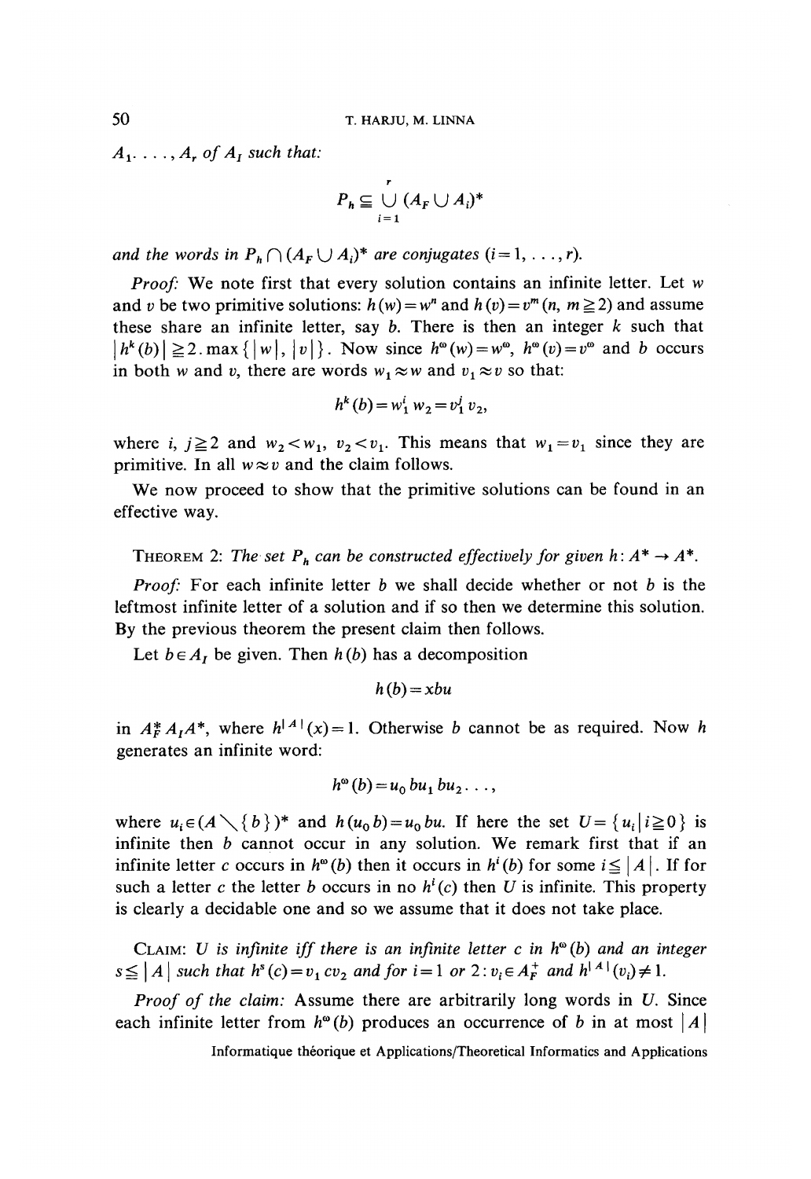$A_1, \ldots, A_r$ of $A_I$ such that:

$$P_h \subseteq \bigcup_{i=1}^{r} (A_F \cup A_i)^*$$

*and the words in* $P_h \cap (A_F \cup A_i)^*$ *are conjugates* $(i=1, \ldots, r)$.

*Proof:* We note first that every solution contains an infinite letter. Let $w$ and $v$ be two primitive solutions: $h(w)=w^n$ and $h(v)=v^m$ $(n, m \geq 2)$ and assume these share an infinite letter, say $b$. There is then an integer $k$ such that $|h^k(b)| \geq 2 . \max\{|w|, |v|\}$. Now since $h^\omega(w)=w^\omega$, $h^\omega(v)=v^\omega$ and $b$ occurs in both $w$ and $v$, there are words $w_1 \approx w$ and $v_1 \approx v$ so that:

$$h^k(b)=w_1^i w_2 = v_1^j v_2,$$

where $i, j \geq 2$ and $w_2 < w_1$, $v_2 < v_1$. This means that $w_1 = v_1$ since they are primitive. In all $w \approx v$ and the claim follows.

We now proceed to show that the primitive solutions can be found in an effective way.

THEOREM 2: *The set $P_h$ can be constructed effectively for given $h: A^* \to A^*$.*

*Proof:* For each infinite letter $b$ we shall decide whether or not $b$ is the leftmost infinite letter of a solution and if so then we determine this solution. By the previous theorem the present claim then follows.

Let $b \in A_I$ be given. Then $h(b)$ has a decomposition

$$h(b)=xbu$$

in $A_F^* A_I A^*$, where $h^{|A|}(x)=1$. Otherwise $b$ cannot be as required. Now $h$ generates an infinite word:

$$h^\omega(b)=u_0 b u_1 b u_2 \ldots,$$

where $u_i \in (A \setminus \{b\})^*$ and $h(u_0 b)=u_0 bu$. If here the set $U=\{u_i \mid i \geq 0\}$ is infinite then $b$ cannot occur in any solution. We remark first that if an infinite letter $c$ occurs in $h^\omega(b)$ then it occurs in $h^i(b)$ for some $i \leq |A|$. If for such a letter $c$ the letter $b$ occurs in no $h^i(c)$ then $U$ is infinite. This property is clearly a decidable one and so we assume that it does not take place.

CLAIM: *$U$ is infinite iff there is an infinite letter $c$ in $h^\omega(b)$ and an integer $s \leq |A|$ such that $h^s(c)=v_1 c v_2$ and for $i=1$ or $2$: $v_i \in A_F^+$ and $h^{|A|}(v_i) \neq 1$.*

*Proof of the claim:* Assume there are arbitrarily long words in $U$. Since each infinite letter from $h^\omega(b)$ produces an occurrence of $b$ in at most $|A|$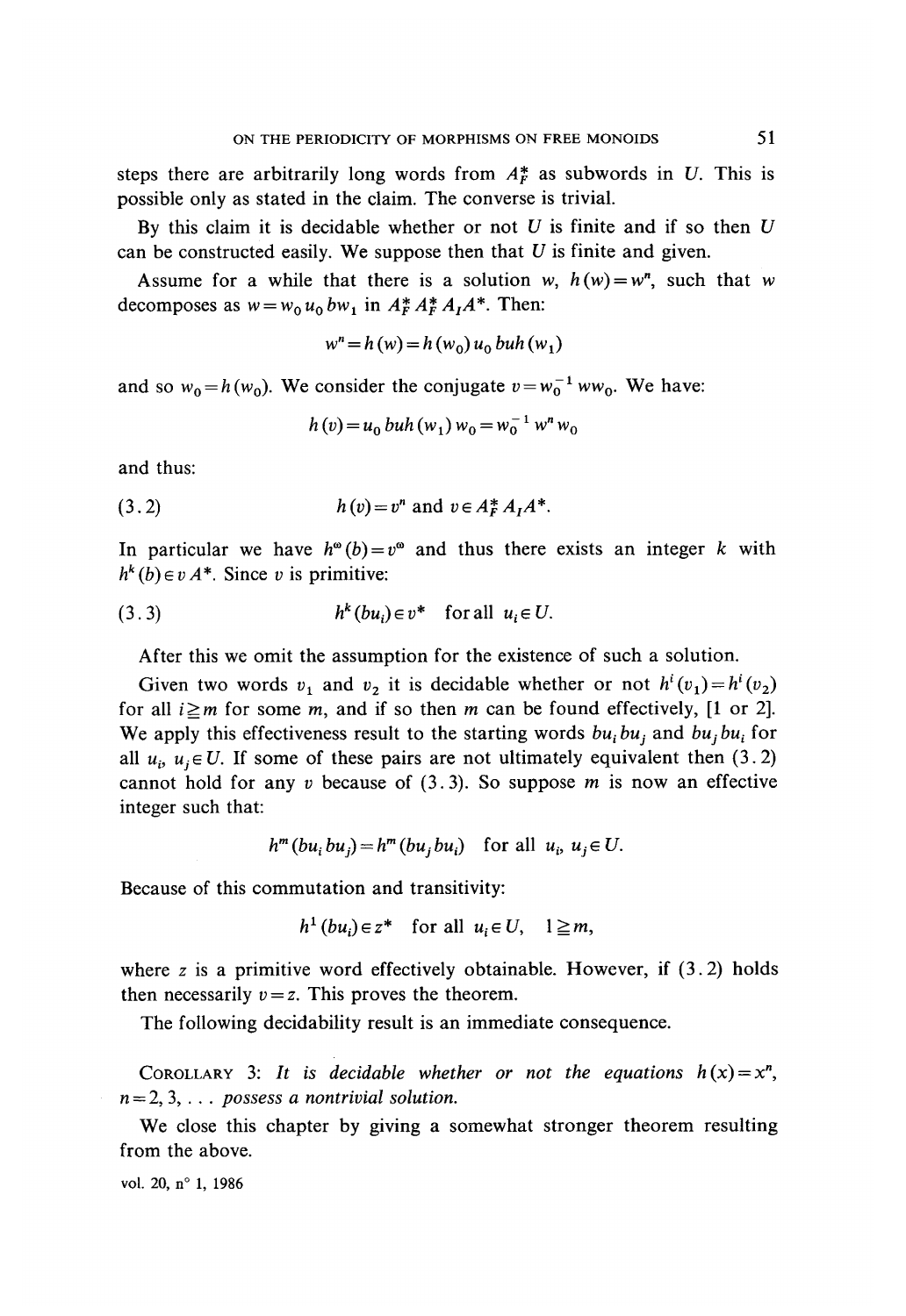steps there are arbitrarily long words from $A_F^*$ as subwords in $U$. This is possible only as stated in the claim. The converse is trivial.

By this claim it is decidable whether or not $U$ is finite and if so then $U$ can be constructed easily. We suppose then that $U$ is finite and given.

Assume for a while that there is a solution $w$, $h(w)=w^n$, such that $w$ decomposes as $w=w_0 u_0 b w_1$ in $A_F^* A_F^* A_I A^*$. Then:

$$w^n = h(w) = h(w_0) u_0 b u h(w_1)$$

and so $w_0 = h(w_0)$. We consider the conjugate $v = w_0^{-1} w w_0$. We have:

$$h(v) = u_0 b u h(w_1) w_0 = w_0^{-1} w^n w_0$$

and thus:

$$(3.2) \qquad h(v) = v^n \text{ and } v \in A_F^* A_I A^*.$$

In particular we have $h^{\omega}(b) = v^{\omega}$ and thus there exists an integer $k$ with $h^k(b) \in v A^*$. Since $v$ is primitive:

$$(3.3) \qquad h^k(bu_i) \in v^* \quad \text{for all } u_i \in U.$$

After this we omit the assumption for the existence of such a solution.

Given two words $v_1$ and $v_2$ it is decidable whether or not $h^i(v_1) = h^i(v_2)$ for all $i \geq m$ for some $m$, and if so then $m$ can be found effectively, [1 or 2]. We apply this effectiveness result to the starting words $bu_i bu_j$ and $bu_j bu_i$ for all $u_i$, $u_j \in U$. If some of these pairs are not ultimately equivalent then (3.2) cannot hold for any $v$ because of (3.3). So suppose $m$ is now an effective integer such that:

$$h^m(bu_i bu_j) = h^m(bu_j bu_i) \quad \text{for all } u_i, u_j \in U.$$

Because of this commutation and transitivity:

$$h^1(bu_i) \in z^* \quad \text{for all } u_i \in U, \quad 1 \geq m,$$

where $z$ is a primitive word effectively obtainable. However, if (3.2) holds then necessarily $v = z$. This proves the theorem.

The following decidability result is an immediate consequence.

COROLLARY 3: *It is decidable whether or not the equations $h(x) = x^n$, $n = 2, 3, \ldots$ possess a nontrivial solution.*

We close this chapter by giving a somewhat stronger theorem resulting from the above.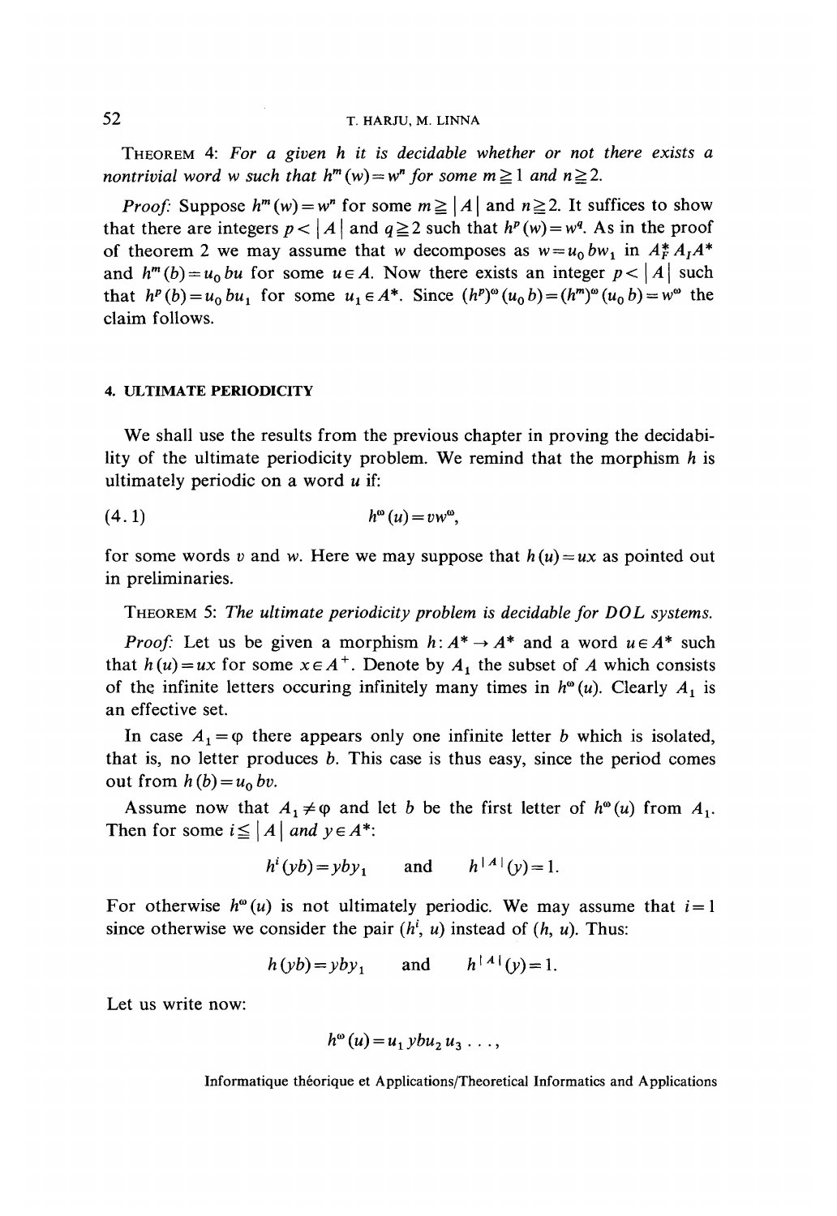THEOREM 4: *For a given h it is decidable whether or not there exists a nontrivial word w such that $h^m(w) = w^n$ for some $m \geq 1$ and $n \geq 2$.*

*Proof:* Suppose $h^m(w) = w^n$ for some $m \geq |A|$ and $n \geq 2$. It suffices to show that there are integers $p < |A|$ and $q \geq 2$ such that $h^p(w) = w^q$. As in the proof of theorem 2 we may assume that $w$ decomposes as $w = u_0 b w_1$ in $A_F^* A_I A^*$ and $h^m(b) = u_0 b u$ for some $u \in A$. Now there exists an integer $p < |A|$ such that $h^p(b) = u_0 b u_1$ for some $u_1 \in A^*$. Since $(h^p)^\omega(u_0 b) = (h^m)^\omega(u_0 b) = w^\omega$ the claim follows.

## 4. ULTIMATE PERIODICITY

We shall use the results from the previous chapter in proving the decidability of the ultimate periodicity problem. We remind that the morphism $h$ is ultimately periodic on a word $u$ if:

$$h^\omega(u) = v w^\omega, \tag{4.1}$$

for some words $v$ and $w$. Here we may suppose that $h(u) = ux$ as pointed out in preliminaries.

THEOREM 5: *The ultimate periodicity problem is decidable for DOL systems.*

*Proof:* Let us be given a morphism $h: A^* \to A^*$ and a word $u \in A^*$ such that $h(u) = ux$ for some $x \in A^+$. Denote by $A_1$ the subset of $A$ which consists of the infinite letters occuring infinitely many times in $h^\omega(u)$. Clearly $A_1$ is an effective set.

In case $A_1 = \varphi$ there appears only one infinite letter $b$ which is isolated, that is, no letter produces $b$. This case is thus easy, since the period comes out from $h(b) = u_0 bv$.

Assume now that $A_1 \neq \varphi$ and let $b$ be the first letter of $h^\omega(u)$ from $A_1$. Then for some $i \leq |A|$ *and* $y \in A^*$:

$$h^i(yb) = yby_1 \qquad \text{and} \qquad h^{|A|}(y) = 1.$$

For otherwise $h^\omega(u)$ is not ultimately periodic. We may assume that $i = 1$ since otherwise we consider the pair $(h^i, u)$ instead of $(h, u)$. Thus:

$$h(yb) = yby_1 \qquad \text{and} \qquad h^{|A|}(y) = 1.$$

Let us write now:

$$h^\omega(u) = u_1 ybu_2 u_3 \ldots,$$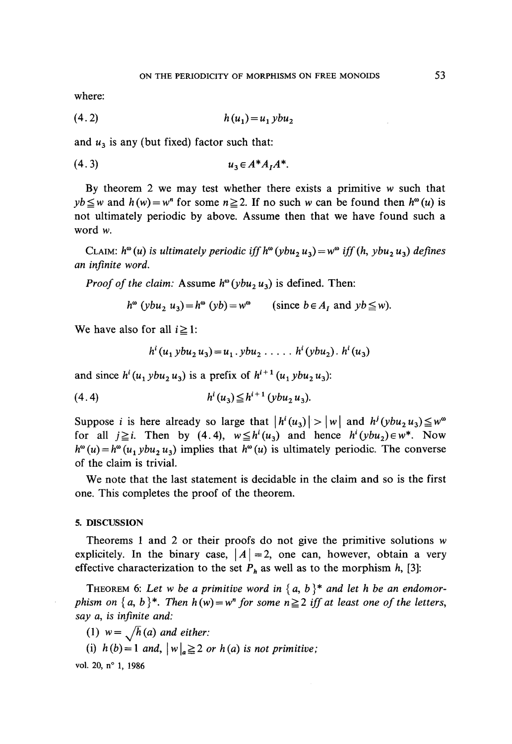where:

$$(4.2) \qquad h(u_1) = u_1 y b u_2$$

and $u_3$ is any (but fixed) factor such that:

$$(4.3) \qquad u_3 \in A^* A_I A^*.$$

By theorem 2 we may test whether there exists a primitive $w$ such that $yb \leq w$ and $h(w) = w^n$ for some $n \geq 2$. If no such $w$ can be found then $h^\omega(u)$ is not ultimately periodic by above. Assume then that we have found such a word $w$.

CLAIM: *$h^\omega(u)$ is ultimately periodic iff $h^\omega(ybu_2 u_3) = w^\omega$ iff $(h, ybu_2 u_3)$ defines an infinite word.*

*Proof of the claim:* Assume $h^\omega(ybu_2 u_3)$ is defined. Then:

$$h^\omega(ybu_2 u_3) = h^\omega(yb) = w^\omega \qquad (\text{since } b \in A_I \text{ and } yb \leq w).$$

We have also for all $i \geq 1$:

$$h^i(u_1 ybu_2 u_3) = u_1 \cdot ybu_2 \cdot \ldots \cdot h^i(ybu_2) \cdot h^i(u_3)$$

and since $h^i(u_1 ybu_2 u_3)$ is a prefix of $h^{i+1}(u_1 ybu_2 u_3)$:

$$(4.4) \qquad h^i(u_3) \leq h^{i+1}(ybu_2 u_3).$$

Suppose $i$ is here already so large that $|h^i(u_3)| > |w|$ and $h^j(ybu_2 u_3) \leq w^\omega$ for all $j \geq i$. Then by (4.4), $w \leq h^i(u_3)$ and hence $h^i(ybu_2) \in w^*$. Now $h^\omega(u) = h^\omega(u_1 ybu_2 u_3)$ implies that $h^\omega(u)$ is ultimately periodic. The converse of the claim is trivial.

We note that the last statement is decidable in the claim and so is the first one. This completes the proof of the theorem.

## 5. DISCUSSION

Theorems 1 and 2 or their proofs do not give the primitive solutions $w$ explicitly. In the binary case, $|A| = 2$, one can, however, obtain a very effective characterization to the set $P_h$ as well as to the morphism $h$, [3]:

THEOREM 6: *Let $w$ be a primitive word in $\{a, b\}^*$ and let $h$ be an endomorphism on $\{a, b\}^*$. Then $h(w) = w^n$ for some $n \geq 2$ iff at least one of the letters, say $a$, is infinite and:*

*(1) $w = \sqrt{h}(a)$ and either:*

*(i) $h(b) = 1$ and, $|w|_a \geq 2$ or $h(a)$ is not primitive;*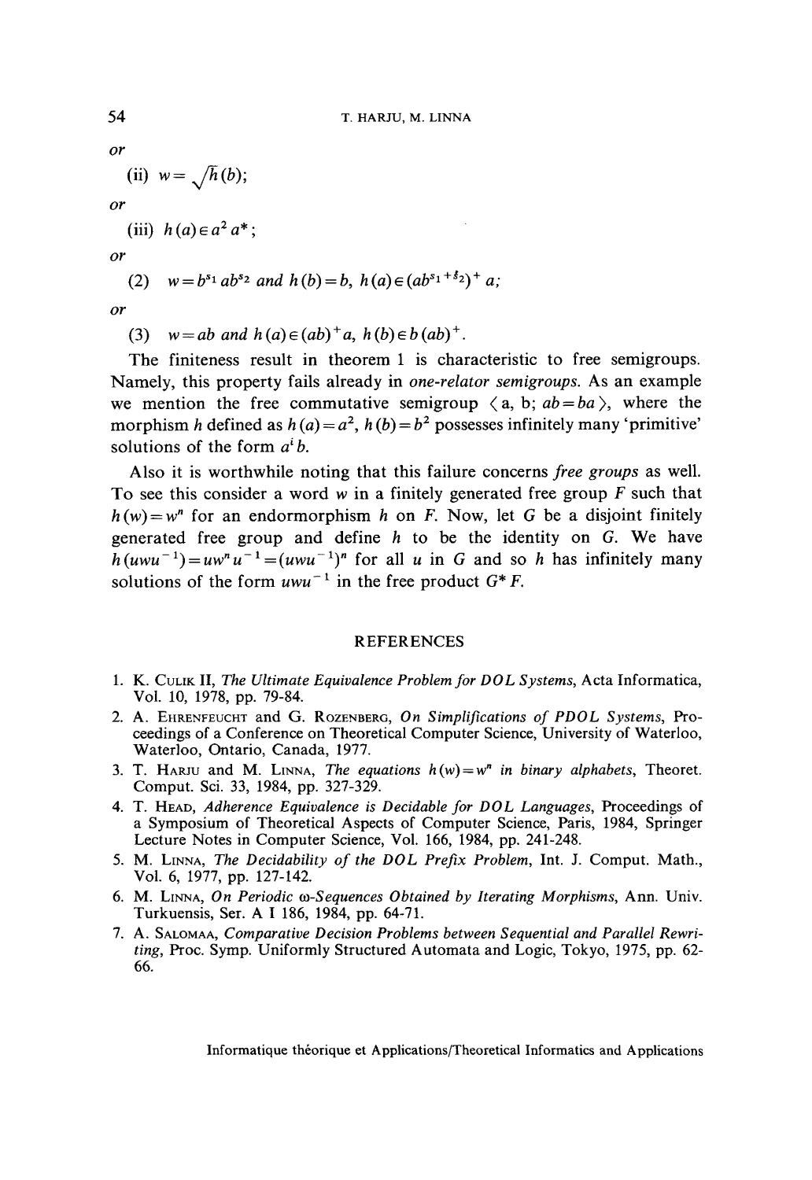*or*

(ii) $w = \sqrt{h}(b)$;

*or*

(iii) $h(a) \in a^2 a^*$;

*or*

(2) $w = b^{s_1} a b^{s_2}$ *and* $h(b) = b$, $h(a) \in (ab^{s_1 + s_2})^+ a$;

*or*

(3) $w = ab$ *and* $h(a) \in (ab)^+ a$, $h(b) \in b(ab)^+$.

The finiteness result in theorem 1 is characteristic to free semigroups. Namely, this property fails already in *one-relator semigroups*. As an example we mention the free commutative semigroup $\langle a, b; ab = ba \rangle$, where the morphism $h$ defined as $h(a) = a^2$, $h(b) = b^2$ possesses infinitely many 'primitive' solutions of the form $a^i b$.

Also it is worthwhile noting that this failure concerns *free groups* as well. To see this consider a word $w$ in a finitely generated free group $F$ such that $h(w) = w^n$ for an endormorphism $h$ on $F$. Now, let $G$ be a disjoint finitely generated free group and define $h$ to be the identity on $G$. We have $h(uwu^{-1}) = uw^n u^{-1} = (uwu^{-1})^n$ for all $u$ in $G$ and so $h$ has infinitely many solutions of the form $uwu^{-1}$ in the free product $G * F$.

## REFERENCES

1. K. Culik II, *The Ultimate Equivalence Problem for DOL Systems*, Acta Informatica, Vol. 10, 1978, pp. 79-84.
2. A. Ehrenfeucht and G. Rozenberg, *On Simplifications of PDOL Systems*, Proceedings of a Conference on Theoretical Computer Science, University of Waterloo, Waterloo, Ontario, Canada, 1977.
3. T. Harju and M. Linna, *The equations $h(w) = w^n$ in binary alphabets*, Theoret. Comput. Sci. 33, 1984, pp. 327-329.
4. T. Head, *Adherence Equivalence is Decidable for DOL Languages*, Proceedings of a Symposium of Theoretical Aspects of Computer Science, Paris, 1984, Springer Lecture Notes in Computer Science, Vol. 166, 1984, pp. 241-248.
5. M. Linna, *The Decidability of the DOL Prefix Problem*, Int. J. Comput. Math., Vol. 6, 1977, pp. 127-142.
6. M. Linna, *On Periodic ω-Sequences Obtained by Iterating Morphisms*, Ann. Univ. Turkuensis, Ser. A I 186, 1984, pp. 64-71.
7. A. Salomaa, *Comparative Decision Problems between Sequential and Parallel Rewriting*, Proc. Symp. Uniformly Structured Automata and Logic, Tokyo, 1975, pp. 62-66.